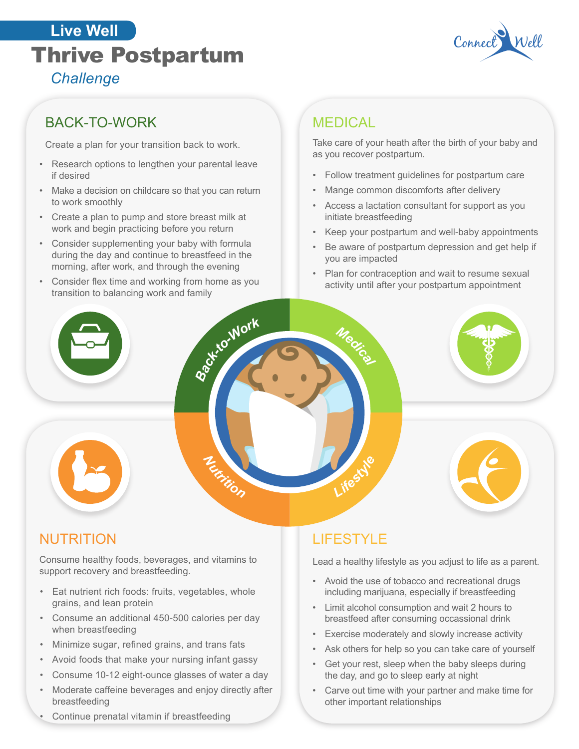Live Well

# Thrive Postpartum

*Challenge*

## BACK-TO-WORK

Create a plan for your transition back to work.

- Research options to lengthen your parental leave if desired
- Make a decision on childcare so that you can return to work smoothly
- Create a plan to pump and store breast milk at work and begin practicing before you return
- Consider supplementing your baby with formula during the day and continue to breastfeed in the morning, after work, and through the evening
- Consider flex time and working from home as you transition to balancing work and family

## MEDICAL

Take care of your heath after the birth of your baby and as you recover postpartum.

- Follow treatment guidelines for postpartum care
- Mange common discomforts after delivery
- Access a lactation consultant for support as you initiate breastfeeding
- Keep your postpartum and well-baby appointments
- Be aware of postpartum depression and get help if you are impacted
- Plan for contraception and wait to resume sexual activity until after your postpartum appointment

## NUTRITION

Consume healthy foods, beverages, and vitamins to support recovery and breastfeeding.

- Eat nutrient rich foods: fruits, vegetables, whole grains, and lean protein
- Consume an additional 450-500 calories per day when breastfeeding
- Minimize sugar, refined grains, and trans fats
- Avoid foods that make your nursing infant gassy
- Consume 10-12 eight-ounce glasses of water a day
- Moderate caffeine beverages and enjoy directly after breastfeeding
- Continue prenatal vitamin if breastfeeding

## LIFESTYLE

Lead a healthy lifestyle as you adjust to life as a parent.

- Avoid the use of tobacco and recreational drugs including marijuana, especially if breastfeeding
- Limit alcohol consumption and wait 2 hours to breastfeed after consuming occassional drink
- Exercise moderately and slowly increase activity
- Ask others for help so you can take care of yourself
- Get your rest, sleep when the baby sleeps during the day, and go to sleep early at night
- Carve out time with your partner and make time for other important relationships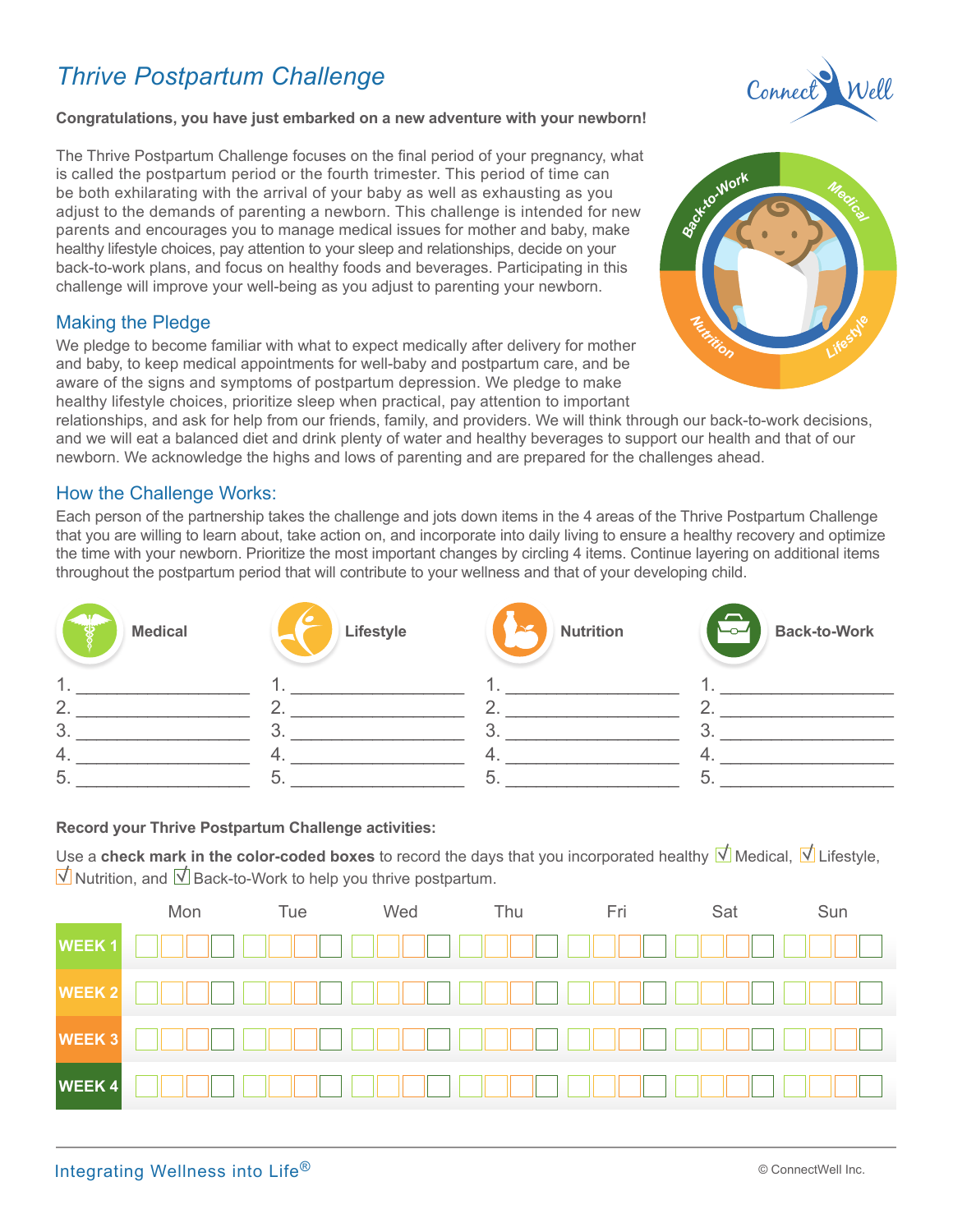# Thrive Postpartum Challenge

**Congratulations, you have just embarked on a new adventure with your newborn!**

The Thrive Postpartum Challenge focuses on the final period of your pregnancy, what is called the postpartum period or the fourth trimester. This period of time can be both exhilarating with the arrival of your baby as well as exhausting as you adjust to the demands of parenting a newborn. This challenge is intended for new parents and encourages you to manage medical issues for mother and baby, make healthy lifestyle choices, pay attention to your sleep and relationships, decide on your back-to-work plans, and focus on healthy foods and beverages. Participating in this challenge will improve your well-being as you adjust to parenting your newborn.

## Making the Pledge

We pledge to become familiar with what to expect medically after delivery for mother and baby, to keep medical appointments for well-baby and postpartum care, and be aware of the signs and symptoms of postpartum depression. We pledge to make healthy lifestyle choices, prioritize sleep when practical, pay attention to important relationships, and ask for help from our friends, family, and providers. We will think through our back-to-work decisions, and we will eat a balanced diet and drink plenty of water and healthy beverages to support our health and that of our newborn. We acknowledge the highs and lows of parenting and are prepared for the challenges ahead.

## How the Challenge Works:

Each person of the partnership takes the challenge and jots down items in the 4 areas of the Thrive Postpartum Challenge that you are willing to learn about, take action on, and incorporate into daily living to ensure a healthy recovery and optimize the time with your newborn. Prioritize the most important changes by circling 4 items. Continue layering on additional items throughout the postpartum period that will contribute to your wellness and that of your developing child.

| Medical | Lifestyle | Nutrition | Back-to-Work |
|---|---|---|---|
| 1. ________________ | 1. ________________ | 1. ________________ | 1. ________________ |
| 2. ________________ | 2. ________________ | 2. ________________ | 2. ________________ |
| 3. ________________ | 3. ________________ | 3. ________________ | 3. ________________ |
| 4. ________________ | 4. ________________ | 4. ________________ | 4. ________________ |
| 5. ________________ | 5. ________________ | 5. ________________ | 5. ________________ |

**Record your Thrive Postpartum Challenge activities:**

Use a **check mark in the color-coded boxes** to record the days that you incorporated healthy ☑ Medical, ☑ Lifestyle, ☑ Nutrition, and ☑ Back-to-Work to help you thrive postpartum.

| | Mon | Tue | Wed | Thu | Fri | Sat | Sun |
|---|---|---|---|---|---|---|---|
| WEEK 1 | ☐☐☐☐ | ☐☐☐☐ | ☐☐☐☐ | ☐☐☐☐ | ☐☐☐☐ | ☐☐☐☐ | ☐☐☐☐ |
| WEEK 2 | ☐☐☐☐ | ☐☐☐☐ | ☐☐☐☐ | ☐☐☐☐ | ☐☐☐☐ | ☐☐☐☐ | ☐☐☐☐ |
| WEEK 3 | ☐☐☐☐ | ☐☐☐☐ | ☐☐☐☐ | ☐☐☐☐ | ☐☐☐☐ | ☐☐☐☐ | ☐☐☐☐ |
| WEEK 4 | ☐☐☐☐ | ☐☐☐☐ | ☐☐☐☐ | ☐☐☐☐ | ☐☐☐☐ | ☐☐☐☐ | ☐☐☐☐ |

Integrating Wellness into Life®

© ConnectWell Inc.